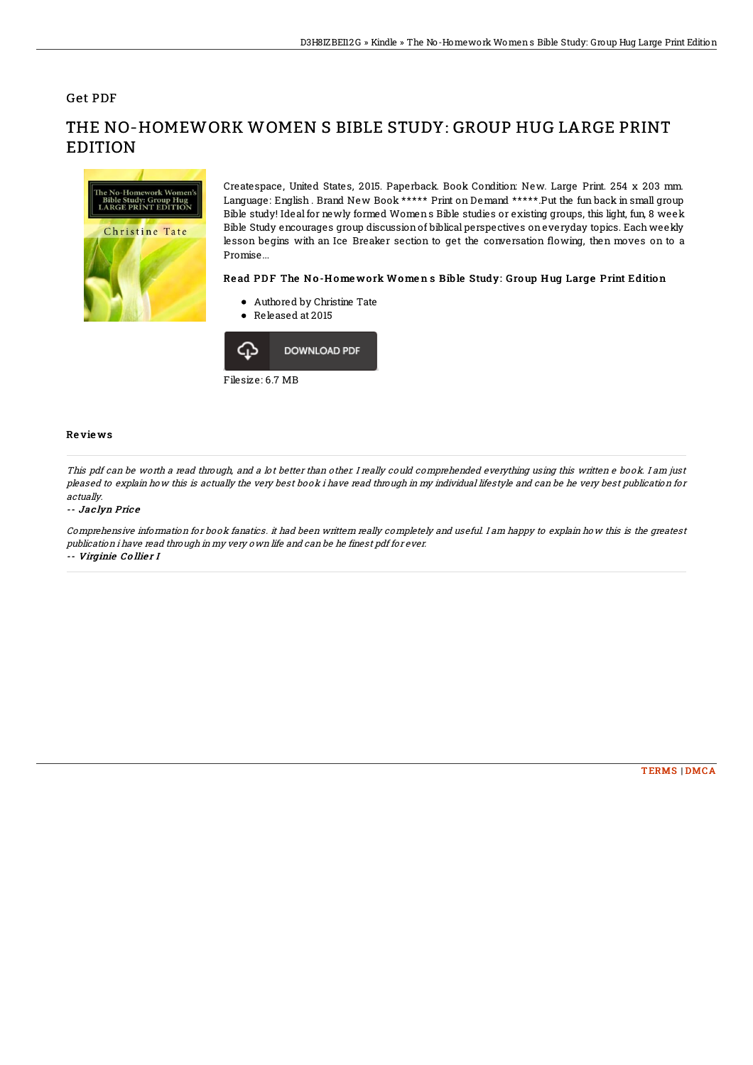Get PDF

# THE NO-HOMEWORK WOMEN S BIBLE STUDY: GROUP HUG LARGE PRINT EDITION

Createspace, United States, 2015. Paperback. Book Condition: New. Large Print. 254 x 203 mm. Language: English . Brand New Book ***** Print on Demand *****.Put the fun back in small group Bible study! Ideal for newly formed Women s Bible studies or existing groups, this light, fun, 8 week Bible Study encourages group discussion of biblical perspectives on everyday topics. Each weekly lesson begins with an Ice Breaker section to get the conversation flowing, then moves on to a Promise...

### Read PDF The No-Homework Women s Bible Study: Group Hug Large Print Edition

- Authored by Christine Tate
- Released at 2015

DOWNLOAD PDF

Filesize: 6.7 MB

## Reviews

*This pdf can be worth a read through, and a lot better than other. I really could comprehended everything using this written e book. I am just pleased to explain how this is actually the very best book i have read through in my individual lifestyle and can be he very best publication for actually.*

-- ***Jaclyn Price***

*Comprehensive information for book fanatics. it had been writtern really completely and useful. I am happy to explain how this is the greatest publication i have read through in my very own life and can be he finest pdf for ever.*

-- ***Virginie Collier I***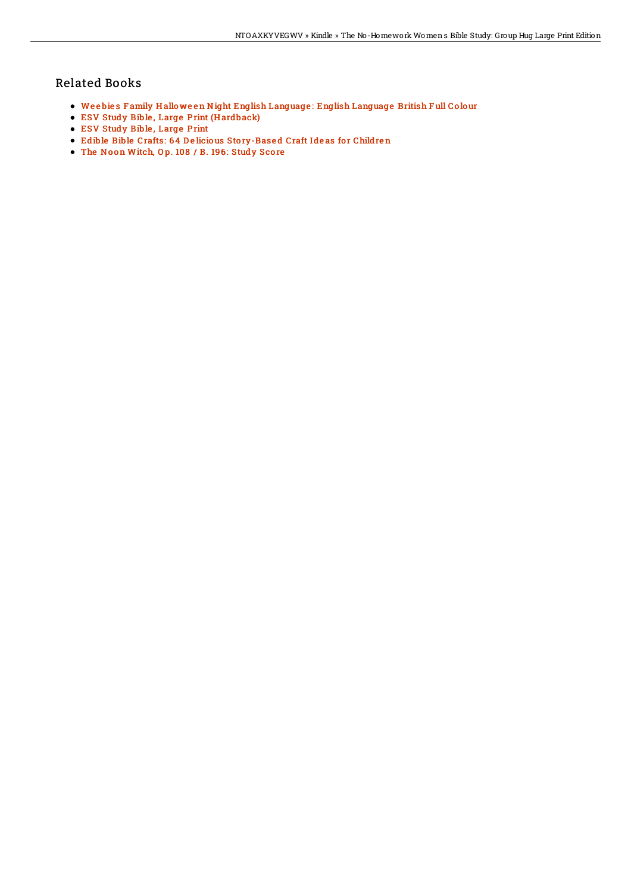## Related Books

- **Weebies Family Halloween Night English Language: English Language British Full Colour**
- **ESV Study Bible, Large Print (Hardback)**
- **ESV Study Bible, Large Print**
- **Edible Bible Crafts: 64 Delicious Story-Based Craft Ideas for Children**
- **The Noon Witch, Op. 108 / B. 196: Study Score**